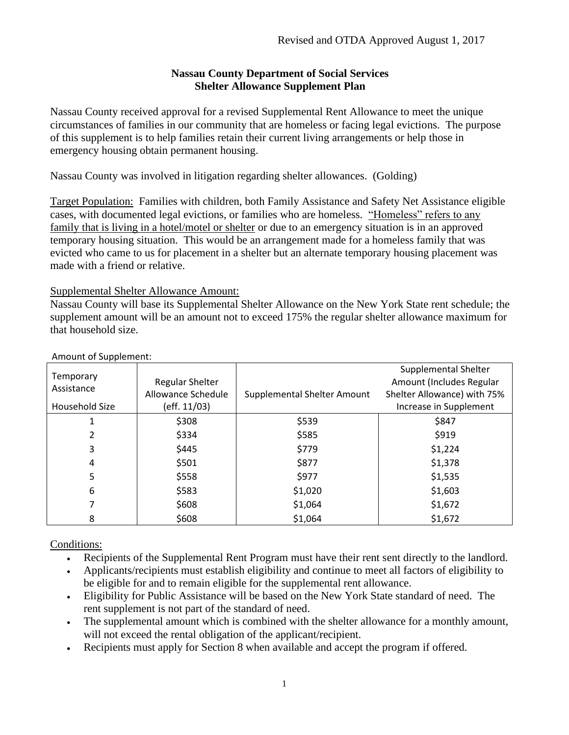Revised and OTDA Approved August 1, 2017

**Nassau County Department of Social Services**
**Shelter Allowance Supplement Plan**

Nassau County received approval for a revised Supplemental Rent Allowance to meet the unique circumstances of families in our community that are homeless or facing legal evictions. The purpose of this supplement is to help families retain their current living arrangements or help those in emergency housing obtain permanent housing.

Nassau County was involved in litigation regarding shelter allowances. (Golding)

Target Population: Families with children, both Family Assistance and Safety Net Assistance eligible cases, with documented legal evictions, or families who are homeless. "Homeless" refers to any family that is living in a hotel/motel or shelter or due to an emergency situation is in an approved temporary housing situation. This would be an arrangement made for a homeless family that was evicted who came to us for placement in a shelter but an alternate temporary housing placement was made with a friend or relative.

Supplemental Shelter Allowance Amount:
Nassau County will base its Supplemental Shelter Allowance on the New York State rent schedule; the supplement amount will be an amount not to exceed 175% the regular shelter allowance maximum for that household size.

Amount of Supplement:

| Temporary Assistance Household Size | Regular Shelter Allowance Schedule (eff. 11/03) | Supplemental Shelter Amount | Supplemental Shelter Amount (Includes Regular Shelter Allowance) with 75% Increase in Supplement |
|---|---|---|---|
| 1 | $308 | $539 | $847 |
| 2 | $334 | $585 | $919 |
| 3 | $445 | $779 | $1,224 |
| 4 | $501 | $877 | $1,378 |
| 5 | $558 | $977 | $1,535 |
| 6 | $583 | $1,020 | $1,603 |
| 7 | $608 | $1,064 | $1,672 |
| 8 | $608 | $1,064 | $1,672 |

Conditions:

- Recipients of the Supplemental Rent Program must have their rent sent directly to the landlord.
- Applicants/recipients must establish eligibility and continue to meet all factors of eligibility to be eligible for and to remain eligible for the supplemental rent allowance.
- Eligibility for Public Assistance will be based on the New York State standard of need. The rent supplement is not part of the standard of need.
- The supplemental amount which is combined with the shelter allowance for a monthly amount, will not exceed the rental obligation of the applicant/recipient.
- Recipients must apply for Section 8 when available and accept the program if offered.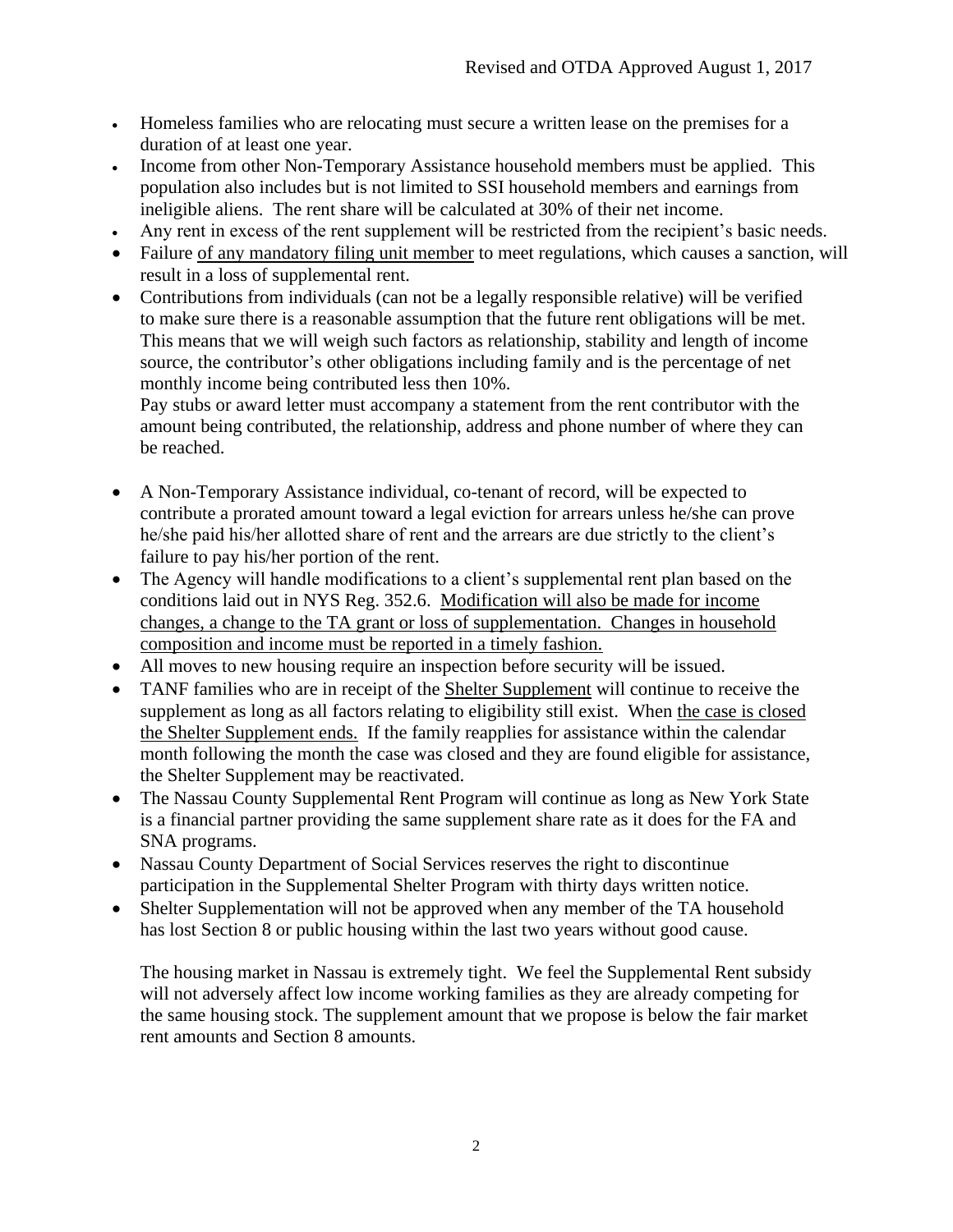- Homeless families who are relocating must secure a written lease on the premises for a duration of at least one year.
- Income from other Non-Temporary Assistance household members must be applied. This population also includes but is not limited to SSI household members and earnings from ineligible aliens. The rent share will be calculated at 30% of their net income.
- Any rent in excess of the rent supplement will be restricted from the recipient's basic needs.
- Failure of any mandatory filing unit member to meet regulations, which causes a sanction, will result in a loss of supplemental rent.
- Contributions from individuals (can not be a legally responsible relative) will be verified to make sure there is a reasonable assumption that the future rent obligations will be met. This means that we will weigh such factors as relationship, stability and length of income source, the contributor's other obligations including family and is the percentage of net monthly income being contributed less then 10%.

  Pay stubs or award letter must accompany a statement from the rent contributor with the amount being contributed, the relationship, address and phone number of where they can be reached.

- A Non-Temporary Assistance individual, co-tenant of record, will be expected to contribute a prorated amount toward a legal eviction for arrears unless he/she can prove he/she paid his/her allotted share of rent and the arrears are due strictly to the client's failure to pay his/her portion of the rent.
- The Agency will handle modifications to a client's supplemental rent plan based on the conditions laid out in NYS Reg. 352.6. Modification will also be made for income changes, a change to the TA grant or loss of supplementation. Changes in household composition and income must be reported in a timely fashion.
- All moves to new housing require an inspection before security will be issued.
- TANF families who are in receipt of the Shelter Supplement will continue to receive the supplement as long as all factors relating to eligibility still exist. When the case is closed the Shelter Supplement ends. If the family reapplies for assistance within the calendar month following the month the case was closed and they are found eligible for assistance, the Shelter Supplement may be reactivated.
- The Nassau County Supplemental Rent Program will continue as long as New York State is a financial partner providing the same supplement share rate as it does for the FA and SNA programs.
- Nassau County Department of Social Services reserves the right to discontinue participation in the Supplemental Shelter Program with thirty days written notice.
- Shelter Supplementation will not be approved when any member of the TA household has lost Section 8 or public housing within the last two years without good cause.

The housing market in Nassau is extremely tight. We feel the Supplemental Rent subsidy will not adversely affect low income working families as they are already competing for the same housing stock. The supplement amount that we propose is below the fair market rent amounts and Section 8 amounts.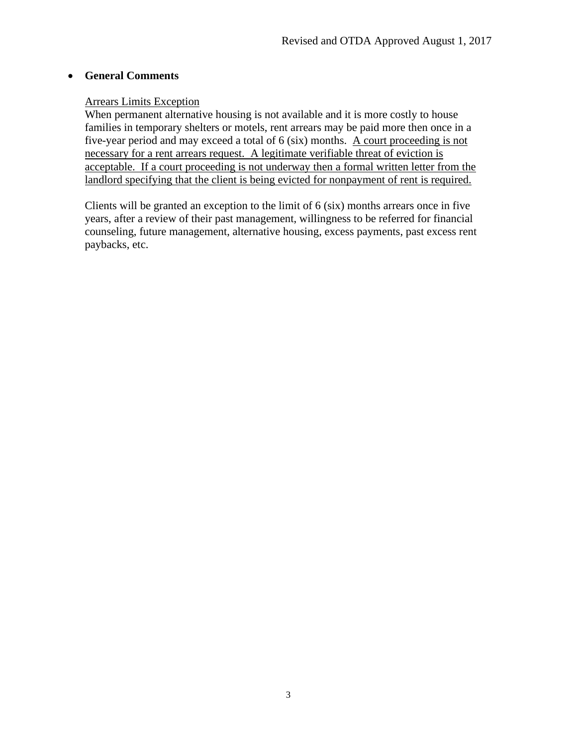- **General Comments**

  Arrears Limits Exception

  When permanent alternative housing is not available and it is more costly to house families in temporary shelters or motels, rent arrears may be paid more then once in a five-year period and may exceed a total of 6 (six) months. <u>A court proceeding is not necessary for a rent arrears request. A legitimate verifiable threat of eviction is acceptable. If a court proceeding is not underway then a formal written letter from the landlord specifying that the client is being evicted for nonpayment of rent is required.</u>

  Clients will be granted an exception to the limit of 6 (six) months arrears once in five years, after a review of their past management, willingness to be referred for financial counseling, future management, alternative housing, excess payments, past excess rent paybacks, etc.